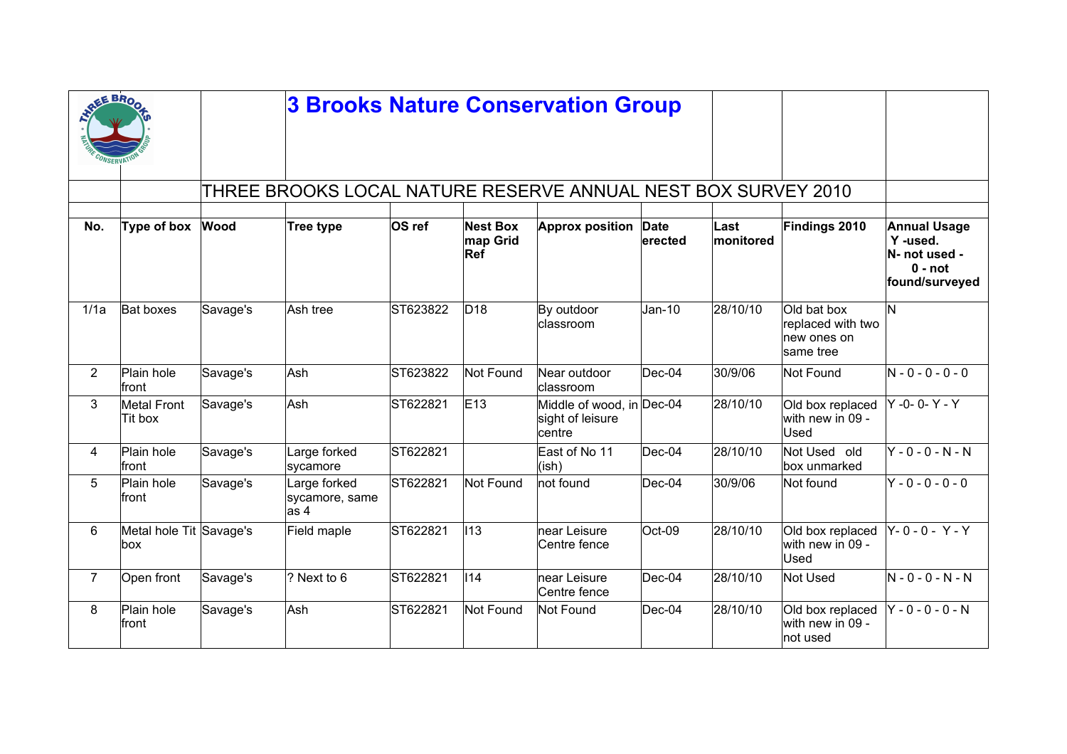# 3 Brooks Nature Conservation Group

## THREE BROOKS LOCAL NATURE RESERVE ANNUAL NEST BOX SURVEY 2010

| No. | Type of box | Wood | Tree type | OS ref | Nest Box map Grid Ref | Approx position | Date erected | Last monitored | Findings 2010 | Annual Usage Y -used. N- not used - 0 - not found/surveyed |
|---|---|---|---|---|---|---|---|---|---|---|
| 1/1a | Bat boxes | Savage's | Ash tree | ST623822 | D18 | By outdoor classroom | Jan-10 | 28/10/10 | Old bat box replaced with two new ones on same tree | N |
| 2 | Plain hole front | Savage's | Ash | ST623822 | Not Found | Near outdoor classroom | Dec-04 | 30/9/06 | Not Found | N - 0 - 0 - 0 - 0 |
| 3 | Metal Front Tit box | Savage's | Ash | ST622821 | E13 | Middle of wood, in sight of leisure centre | Dec-04 | 28/10/10 | Old box replaced with new in 09 - Used | Y -0- 0- Y - Y |
| 4 | Plain hole front | Savage's | Large forked sycamore | ST622821 | | East of No 11 (ish) | Dec-04 | 28/10/10 | Not Used old box unmarked | Y - 0 - 0 - N - N |
| 5 | Plain hole front | Savage's | Large forked sycamore, same as 4 | ST622821 | Not Found | not found | Dec-04 | 30/9/06 | Not found | Y - 0 - 0 - 0 - 0 |
| 6 | Metal hole Tit box | Savage's | Field maple | ST622821 | I13 | near Leisure Centre fence | Oct-09 | 28/10/10 | Old box replaced with new in 09 - Used | Y- 0 - 0 - Y - Y |
| 7 | Open front | Savage's | ? Next to 6 | ST622821 | I14 | near Leisure Centre fence | Dec-04 | 28/10/10 | Not Used | N - 0 - 0 - N - N |
| 8 | Plain hole front | Savage's | Ash | ST622821 | Not Found | Not Found | Dec-04 | 28/10/10 | Old box replaced with new in 09 - not used | Y - 0 - 0 - 0 - N |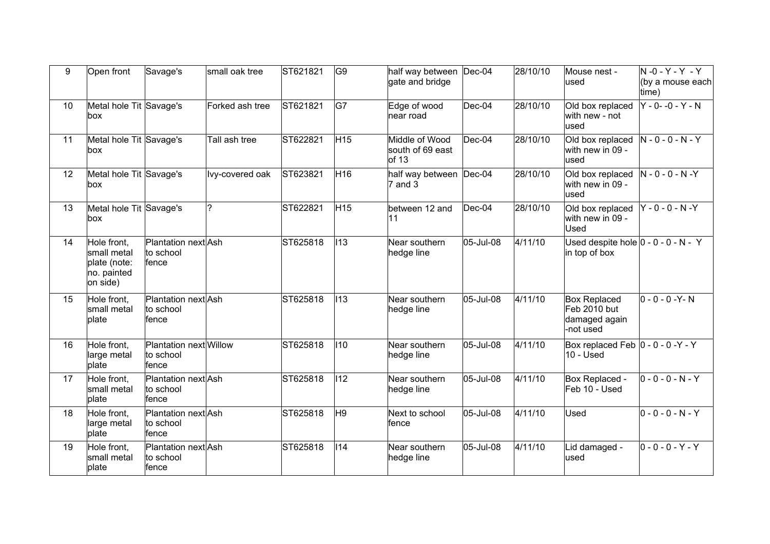| 9 | Open front | Savage's | small oak tree | ST621821 | G9 | half way between gate and bridge | Dec-04 | 28/10/10 | Mouse nest - used | N -0 - Y - Y - Y (by a mouse each time) |
|---|---|---|---|---|---|---|---|---|---|---|
| 10 | Metal hole Tit box | Savage's | Forked ash tree | ST621821 | G7 | Edge of wood near road | Dec-04 | 28/10/10 | Old box replaced with new - not used | Y - 0- -0 - Y - N |
| 11 | Metal hole Tit box | Savage's | Tall ash tree | ST622821 | H15 | Middle of Wood south of 69 east of 13 | Dec-04 | 28/10/10 | Old box replaced with new in 09 - used | N - 0 - 0 - N - Y |
| 12 | Metal hole Tit box | Savage's | Ivy-covered oak | ST623821 | H16 | half way between 7 and 3 | Dec-04 | 28/10/10 | Old box replaced with new in 09 - used | N - 0 - 0 - N -Y |
| 13 | Metal hole Tit box | Savage's | ? | ST622821 | H15 | between 12 and 11 | Dec-04 | 28/10/10 | Old box replaced with new in 09 - Used | Y - 0 - 0 - N -Y |
| 14 | Hole front, small metal plate (note: no. painted on side) | Plantation next to school fence | Ash | ST625818 | I13 | Near southern hedge line | 05-Jul-08 | 4/11/10 | Used despite hole in top of box | 0 - 0 - 0 - N - Y |
| 15 | Hole front, small metal plate | Plantation next to school fence | Ash | ST625818 | I13 | Near southern hedge line | 05-Jul-08 | 4/11/10 | Box Replaced Feb 2010 but damaged again -not used | 0 - 0 - 0 -Y- N |
| 16 | Hole front, large metal plate | Plantation next to school fence | Willow | ST625818 | I10 | Near southern hedge line | 05-Jul-08 | 4/11/10 | Box replaced Feb 10 - Used | 0 - 0 - 0 -Y - Y |
| 17 | Hole front, small metal plate | Plantation next to school fence | Ash | ST625818 | I12 | Near southern hedge line | 05-Jul-08 | 4/11/10 | Box Replaced - Feb 10 - Used | 0 - 0 - 0 - N - Y |
| 18 | Hole front, large metal plate | Plantation next to school fence | Ash | ST625818 | H9 | Next to school fence | 05-Jul-08 | 4/11/10 | Used | 0 - 0 - 0 - N - Y |
| 19 | Hole front, small metal plate | Plantation next to school fence | Ash | ST625818 | I14 | Near southern hedge line | 05-Jul-08 | 4/11/10 | Lid damaged - used | 0 - 0 - 0 - Y - Y |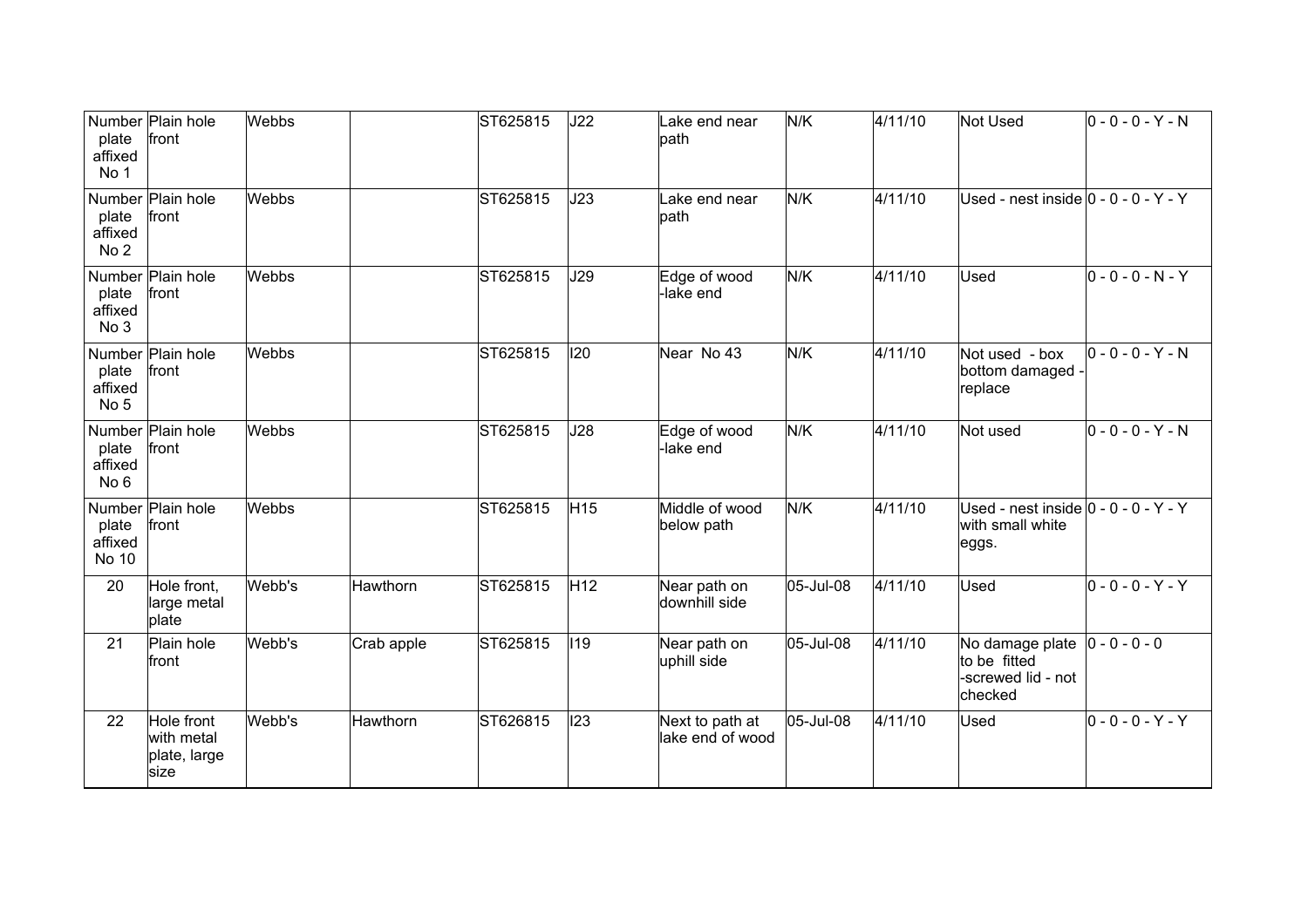| | | | | | | | | | | |
|---|---|---|---|---|---|---|---|---|---|---|
| Number plate affixed No 1 | Plain hole front | Webbs | | ST625815 | J22 | Lake end near path | N/K | 4/11/10 | Not Used | 0 - 0 - 0 - Y - N |
| Number plate affixed No 2 | Plain hole front | Webbs | | ST625815 | J23 | Lake end near path | N/K | 4/11/10 | Used - nest inside | 0 - 0 - 0 - Y - Y |
| Number plate affixed No 3 | Plain hole front | Webbs | | ST625815 | J29 | Edge of wood -lake end | N/K | 4/11/10 | Used | 0 - 0 - 0 - N - Y |
| Number plate affixed No 5 | Plain hole front | Webbs | | ST625815 | I20 | Near No 43 | N/K | 4/11/10 | Not used - box bottom damaged - replace | 0 - 0 - 0 - Y - N |
| Number plate affixed No 6 | Plain hole front | Webbs | | ST625815 | J28 | Edge of wood -lake end | N/K | 4/11/10 | Not used | 0 - 0 - 0 - Y - N |
| Number plate affixed No 10 | Plain hole front | Webbs | | ST625815 | H15 | Middle of wood below path | N/K | 4/11/10 | Used - nest inside with small white eggs. | 0 - 0 - 0 - Y - Y |
| 20 | Hole front, large metal plate | Webb's | Hawthorn | ST625815 | H12 | Near path on downhill side | 05-Jul-08 | 4/11/10 | Used | 0 - 0 - 0 - Y - Y |
| 21 | Plain hole front | Webb's | Crab apple | ST625815 | I19 | Near path on uphill side | 05-Jul-08 | 4/11/10 | No damage plate to be fitted -screwed lid - not checked | 0 - 0 - 0 - 0 |
| 22 | Hole front with metal plate, large size | Webb's | Hawthorn | ST626815 | I23 | Next to path at lake end of wood | 05-Jul-08 | 4/11/10 | Used | 0 - 0 - 0 - Y - Y |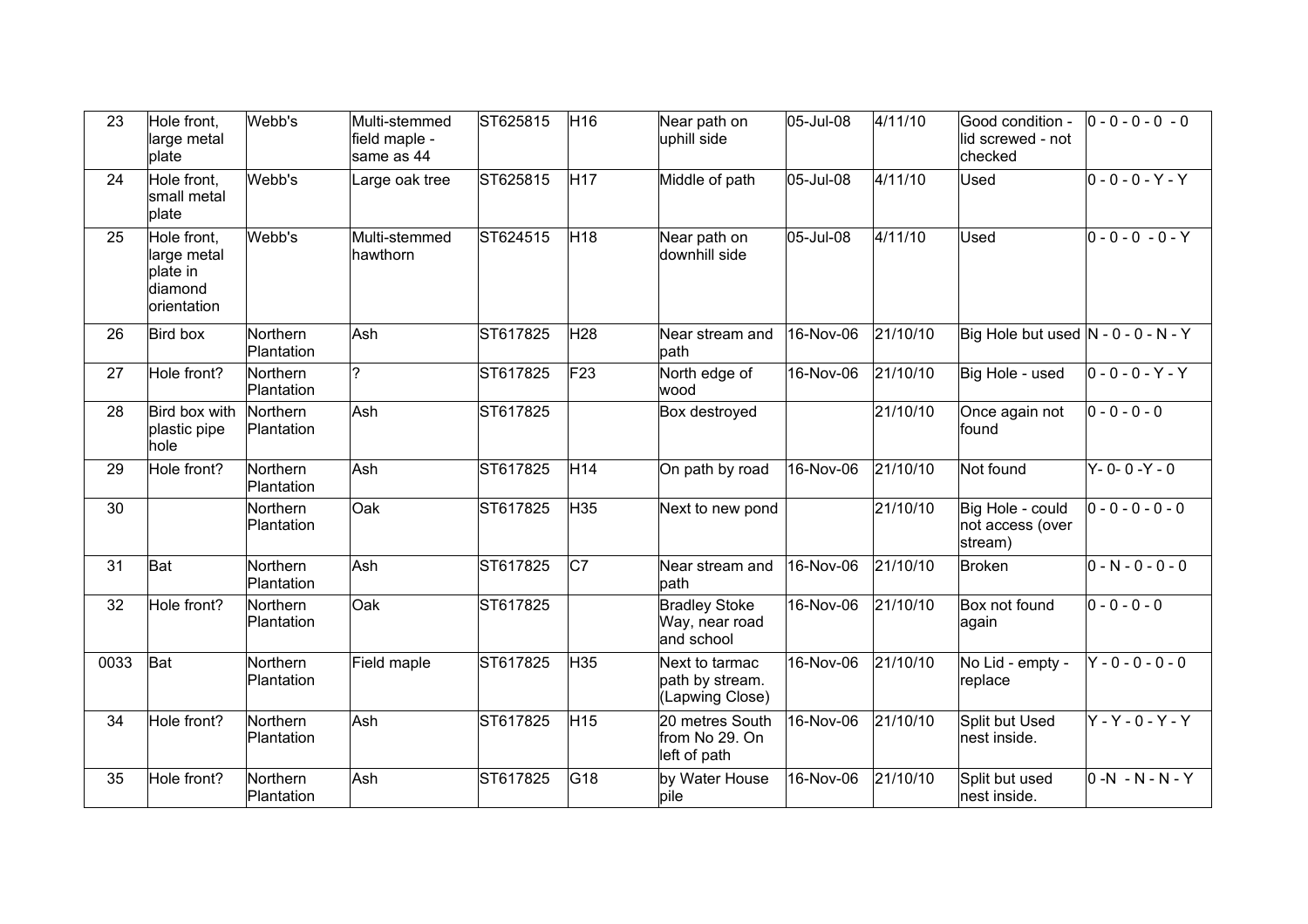| 23 | Hole front, large metal plate | Webb's | Multi-stemmed field maple - same as 44 | ST625815 | H16 | Near path on uphill side | 05-Jul-08 | 4/11/10 | Good condition - lid screwed - not checked | 0 - 0 - 0 - 0 - 0 |
|---|---|---|---|---|---|---|---|---|---|---|
| 24 | Hole front, small metal plate | Webb's | Large oak tree | ST625815 | H17 | Middle of path | 05-Jul-08 | 4/11/10 | Used | 0 - 0 - 0 - Y - Y |
| 25 | Hole front, large metal plate in diamond orientation | Webb's | Multi-stemmed hawthorn | ST624515 | H18 | Near path on downhill side | 05-Jul-08 | 4/11/10 | Used | 0 - 0 - 0 - 0 - Y |
| 26 | Bird box | Northern Plantation | Ash | ST617825 | H28 | Near stream and path | 16-Nov-06 | 21/10/10 | Big Hole but used | N - 0 - 0 - N - Y |
| 27 | Hole front? | Northern Plantation | ? | ST617825 | F23 | North edge of wood | 16-Nov-06 | 21/10/10 | Big Hole - used | 0 - 0 - 0 - Y - Y |
| 28 | Bird box with plastic pipe hole | Northern Plantation | Ash | ST617825 | | Box destroyed | | 21/10/10 | Once again not found | 0 - 0 - 0 - 0 |
| 29 | Hole front? | Northern Plantation | Ash | ST617825 | H14 | On path by road | 16-Nov-06 | 21/10/10 | Not found | Y- 0- 0 -Y - 0 |
| 30 | | Northern Plantation | Oak | ST617825 | H35 | Next to new pond | | 21/10/10 | Big Hole - could not access (over stream) | 0 - 0 - 0 - 0 - 0 |
| 31 | Bat | Northern Plantation | Ash | ST617825 | C7 | Near stream and path | 16-Nov-06 | 21/10/10 | Broken | 0 - N - 0 - 0 - 0 |
| 32 | Hole front? | Northern Plantation | Oak | ST617825 | | Bradley Stoke Way, near road and school | 16-Nov-06 | 21/10/10 | Box not found again | 0 - 0 - 0 - 0 |
| 0033 | Bat | Northern Plantation | Field maple | ST617825 | H35 | Next to tarmac path by stream. (Lapwing Close) | 16-Nov-06 | 21/10/10 | No Lid - empty - replace | Y - 0 - 0 - 0 - 0 |
| 34 | Hole front? | Northern Plantation | Ash | ST617825 | H15 | 20 metres South from No 29. On left of path | 16-Nov-06 | 21/10/10 | Split but Used nest inside. | Y - Y - 0 - Y - Y |
| 35 | Hole front? | Northern Plantation | Ash | ST617825 | G18 | by Water House pile | 16-Nov-06 | 21/10/10 | Split but used nest inside. | 0 -N - N - N - Y |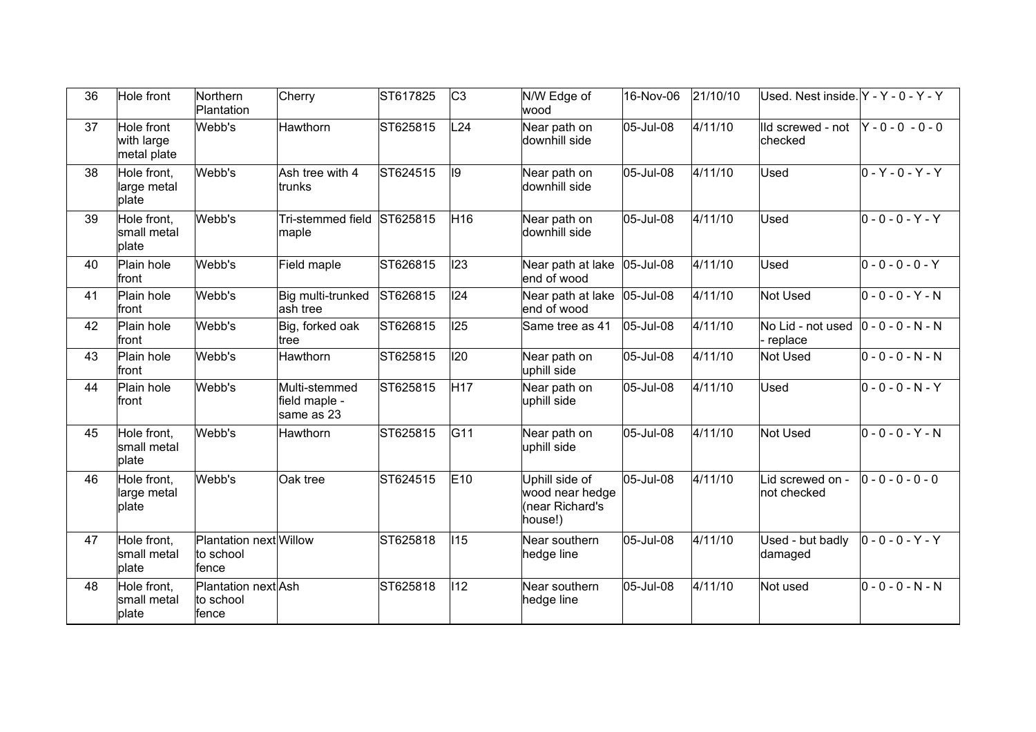| 36 | Hole front | Northern Plantation | Cherry | ST617825 | C3 | N/W Edge of wood | 16-Nov-06 | 21/10/10 | Used. Nest inside. | Y - Y - 0 - Y - Y |
|---|---|---|---|---|---|---|---|---|---|---|
| 37 | Hole front with large metal plate | Webb's | Hawthorn | ST625815 | L24 | Near path on downhill side | 05-Jul-08 | 4/11/10 | lld screwed - not checked | Y - 0 - 0 - 0 - 0 |
| 38 | Hole front, large metal plate | Webb's | Ash tree with 4 trunks | ST624515 | I9 | Near path on downhill side | 05-Jul-08 | 4/11/10 | Used | 0 - Y - 0 - Y - Y |
| 39 | Hole front, small metal plate | Webb's | Tri-stemmed field maple | ST625815 | H16 | Near path on downhill side | 05-Jul-08 | 4/11/10 | Used | 0 - 0 - 0 - Y - Y |
| 40 | Plain hole front | Webb's | Field maple | ST626815 | I23 | Near path at lake end of wood | 05-Jul-08 | 4/11/10 | Used | 0 - 0 - 0 - 0 - Y |
| 41 | Plain hole front | Webb's | Big multi-trunked ash tree | ST626815 | I24 | Near path at lake end of wood | 05-Jul-08 | 4/11/10 | Not Used | 0 - 0 - 0 - Y - N |
| 42 | Plain hole front | Webb's | Big, forked oak tree | ST626815 | I25 | Same tree as 41 | 05-Jul-08 | 4/11/10 | No Lid - not used - replace | 0 - 0 - 0 - N - N |
| 43 | Plain hole front | Webb's | Hawthorn | ST625815 | I20 | Near path on uphill side | 05-Jul-08 | 4/11/10 | Not Used | 0 - 0 - 0 - N - N |
| 44 | Plain hole front | Webb's | Multi-stemmed field maple - same as 23 | ST625815 | H17 | Near path on uphill side | 05-Jul-08 | 4/11/10 | Used | 0 - 0 - 0 - N - Y |
| 45 | Hole front, small metal plate | Webb's | Hawthorn | ST625815 | G11 | Near path on uphill side | 05-Jul-08 | 4/11/10 | Not Used | 0 - 0 - 0 - Y - N |
| 46 | Hole front, large metal plate | Webb's | Oak tree | ST624515 | E10 | Uphill side of wood near hedge (near Richard's house!) | 05-Jul-08 | 4/11/10 | Lid screwed on - not checked | 0 - 0 - 0 - 0 - 0 |
| 47 | Hole front, small metal plate | Plantation next to school fence | Willow | ST625818 | I15 | Near southern hedge line | 05-Jul-08 | 4/11/10 | Used - but badly damaged | 0 - 0 - 0 - Y - Y |
| 48 | Hole front, small metal plate | Plantation next to school fence | Ash | ST625818 | I12 | Near southern hedge line | 05-Jul-08 | 4/11/10 | Not used | 0 - 0 - 0 - N - N |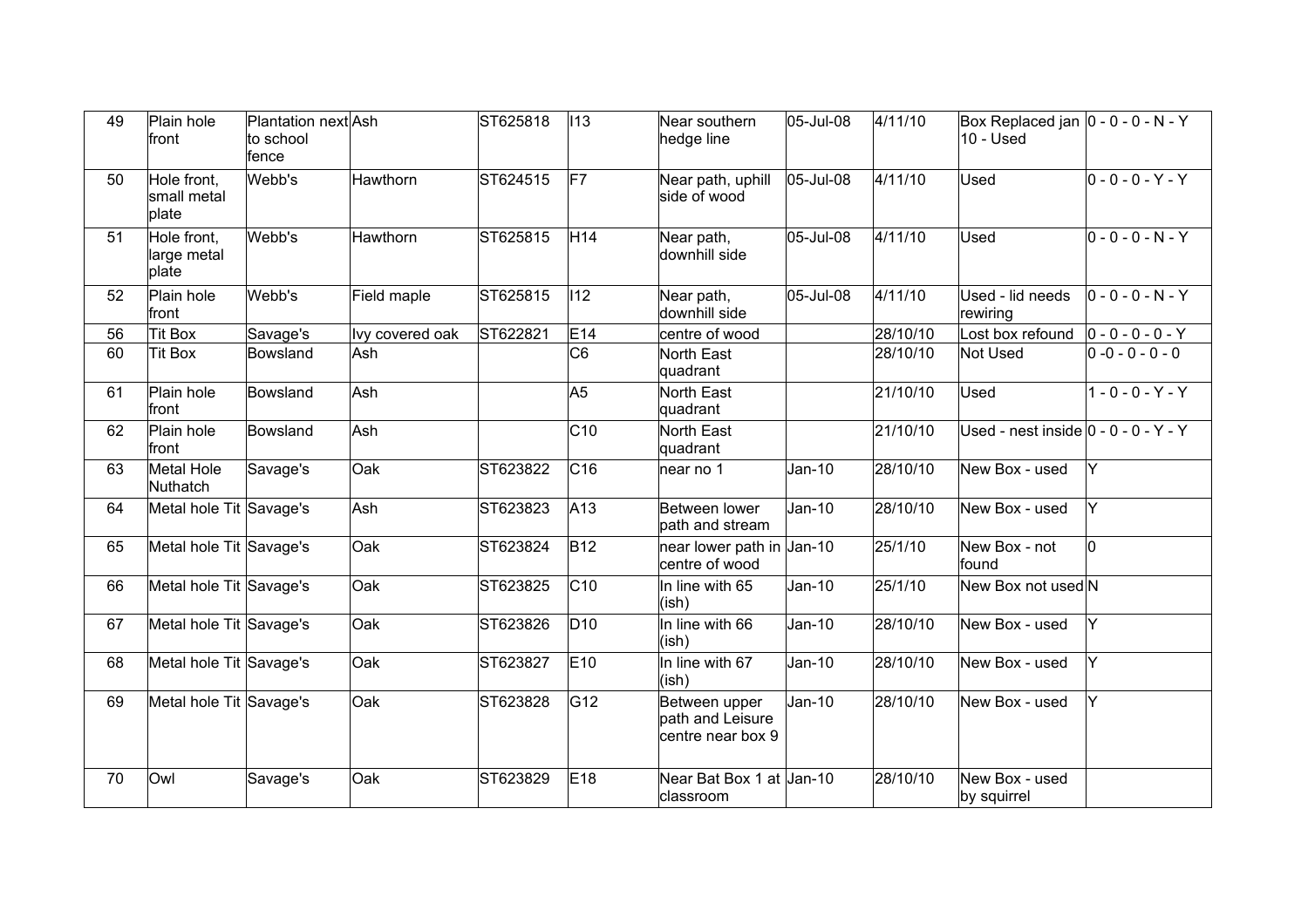| 49 | Plain hole front | Plantation next to school fence | Ash | ST625818 | I13 | Near southern hedge line | 05-Jul-08 | 4/11/10 | Box Replaced jan 10 - Used | 0 - 0 - 0 - N - Y |
|---|---|---|---|---|---|---|---|---|---|---|
| 50 | Hole front, small metal plate | Webb's | Hawthorn | ST624515 | F7 | Near path, uphill side of wood | 05-Jul-08 | 4/11/10 | Used | 0 - 0 - 0 - Y - Y |
| 51 | Hole front, large metal plate | Webb's | Hawthorn | ST625815 | H14 | Near path, downhill side | 05-Jul-08 | 4/11/10 | Used | 0 - 0 - 0 - N - Y |
| 52 | Plain hole front | Webb's | Field maple | ST625815 | I12 | Near path, downhill side | 05-Jul-08 | 4/11/10 | Used - lid needs rewiring | 0 - 0 - 0 - N - Y |
| 56 | Tit Box | Savage's | Ivy covered oak | ST622821 | E14 | centre of wood | | 28/10/10 | Lost box refound | 0 - 0 - 0 - 0 - Y |
| 60 | Tit Box | Bowsland | Ash | | C6 | North East quadrant | | 28/10/10 | Not Used | 0 -0 - 0 - 0 - 0 |
| 61 | Plain hole front | Bowsland | Ash | | A5 | North East quadrant | | 21/10/10 | Used | 1 - 0 - 0 - Y - Y |
| 62 | Plain hole front | Bowsland | Ash | | C10 | North East quadrant | | 21/10/10 | Used - nest inside | 0 - 0 - 0 - Y - Y |
| 63 | Metal Hole Nuthatch | Savage's | Oak | ST623822 | C16 | near no 1 | Jan-10 | 28/10/10 | New Box - used | Y |
| 64 | Metal hole Tit | Savage's | Ash | ST623823 | A13 | Between lower path and stream | Jan-10 | 28/10/10 | New Box - used | Y |
| 65 | Metal hole Tit | Savage's | Oak | ST623824 | B12 | near lower path in centre of wood | Jan-10 | 25/1/10 | New Box - not found | 0 |
| 66 | Metal hole Tit | Savage's | Oak | ST623825 | C10 | In line with 65 (ish) | Jan-10 | 25/1/10 | New Box not used | N |
| 67 | Metal hole Tit | Savage's | Oak | ST623826 | D10 | In line with 66 (ish) | Jan-10 | 28/10/10 | New Box - used | Y |
| 68 | Metal hole Tit | Savage's | Oak | ST623827 | E10 | In line with 67 (ish) | Jan-10 | 28/10/10 | New Box - used | Y |
| 69 | Metal hole Tit | Savage's | Oak | ST623828 | G12 | Between upper path and Leisure centre near box 9 | Jan-10 | 28/10/10 | New Box - used | Y |
| 70 | Owl | Savage's | Oak | ST623829 | E18 | Near Bat Box 1 at classroom | Jan-10 | 28/10/10 | New Box - used by squirrel | |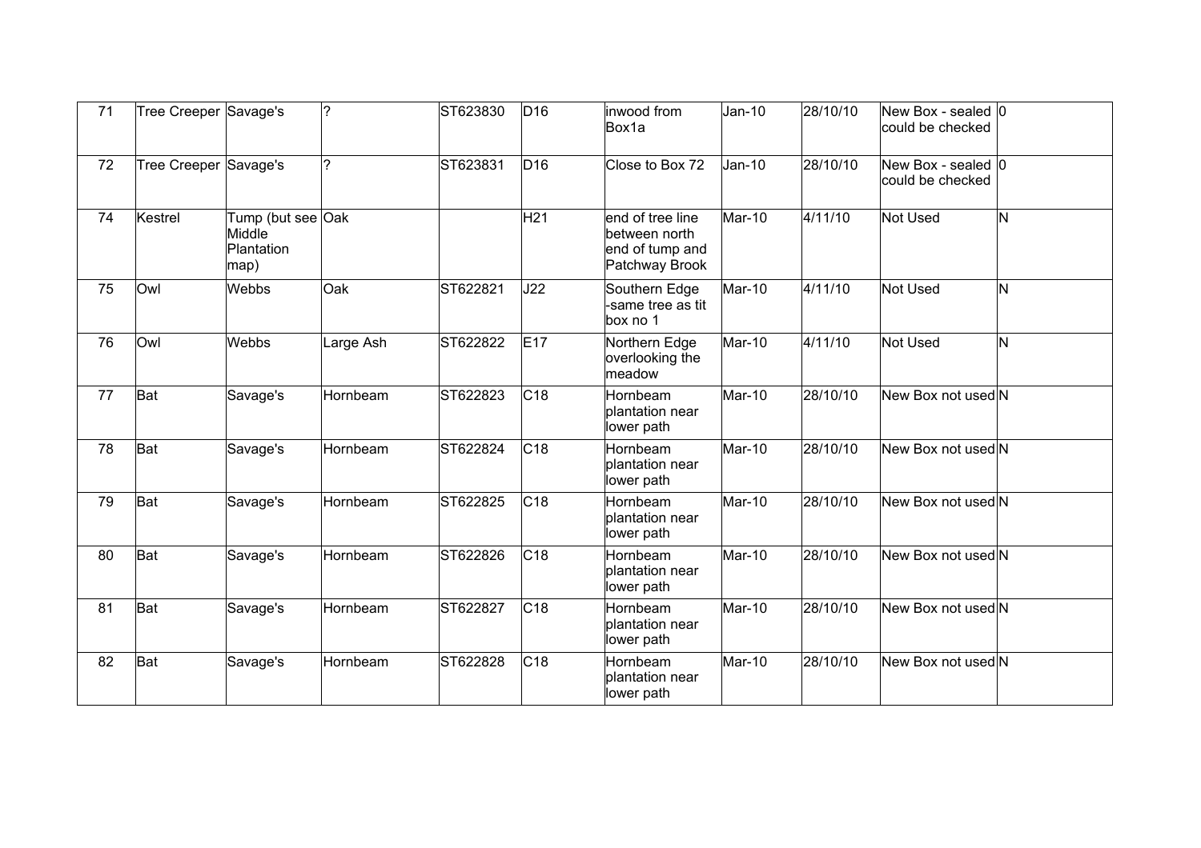| 71 | Tree Creeper | Savage's | ? | ST623830 | D16 | inwood from Box1a | Jan-10 | 28/10/10 | New Box - sealed could be checked | 0 |
|---|---|---|---|---|---|---|---|---|---|---|
| 72 | Tree Creeper | Savage's | ? | ST623831 | D16 | Close to Box 72 | Jan-10 | 28/10/10 | New Box - sealed could be checked | 0 |
| 74 | Kestrel | Tump (but see Middle Plantation map) | Oak | | H21 | end of tree line between north end of tump and Patchway Brook | Mar-10 | 4/11/10 | Not Used | N |
| 75 | Owl | Webbs | Oak | ST622821 | J22 | Southern Edge -same tree as tit box no 1 | Mar-10 | 4/11/10 | Not Used | N |
| 76 | Owl | Webbs | Large Ash | ST622822 | E17 | Northern Edge overlooking the meadow | Mar-10 | 4/11/10 | Not Used | N |
| 77 | Bat | Savage's | Hornbeam | ST622823 | C18 | Hornbeam plantation near lower path | Mar-10 | 28/10/10 | New Box not used | N |
| 78 | Bat | Savage's | Hornbeam | ST622824 | C18 | Hornbeam plantation near lower path | Mar-10 | 28/10/10 | New Box not used | N |
| 79 | Bat | Savage's | Hornbeam | ST622825 | C18 | Hornbeam plantation near lower path | Mar-10 | 28/10/10 | New Box not used | N |
| 80 | Bat | Savage's | Hornbeam | ST622826 | C18 | Hornbeam plantation near lower path | Mar-10 | 28/10/10 | New Box not used | N |
| 81 | Bat | Savage's | Hornbeam | ST622827 | C18 | Hornbeam plantation near lower path | Mar-10 | 28/10/10 | New Box not used | N |
| 82 | Bat | Savage's | Hornbeam | ST622828 | C18 | Hornbeam plantation near lower path | Mar-10 | 28/10/10 | New Box not used | N |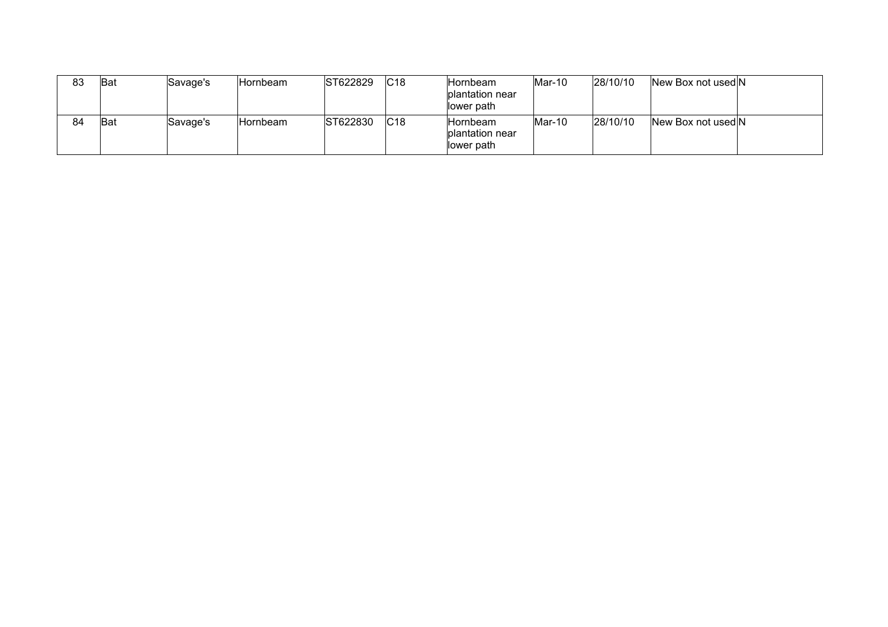| | | | | | | | | | | |
|---|---|---|---|---|---|---|---|---|---|---|
| 83 | Bat | Savage's | Hornbeam | ST622829 | C18 | Hornbeam plantation near lower path | Mar-10 | 28/10/10 | New Box not used | N |
| 84 | Bat | Savage's | Hornbeam | ST622830 | C18 | Hornbeam plantation near lower path | Mar-10 | 28/10/10 | New Box not used | N |